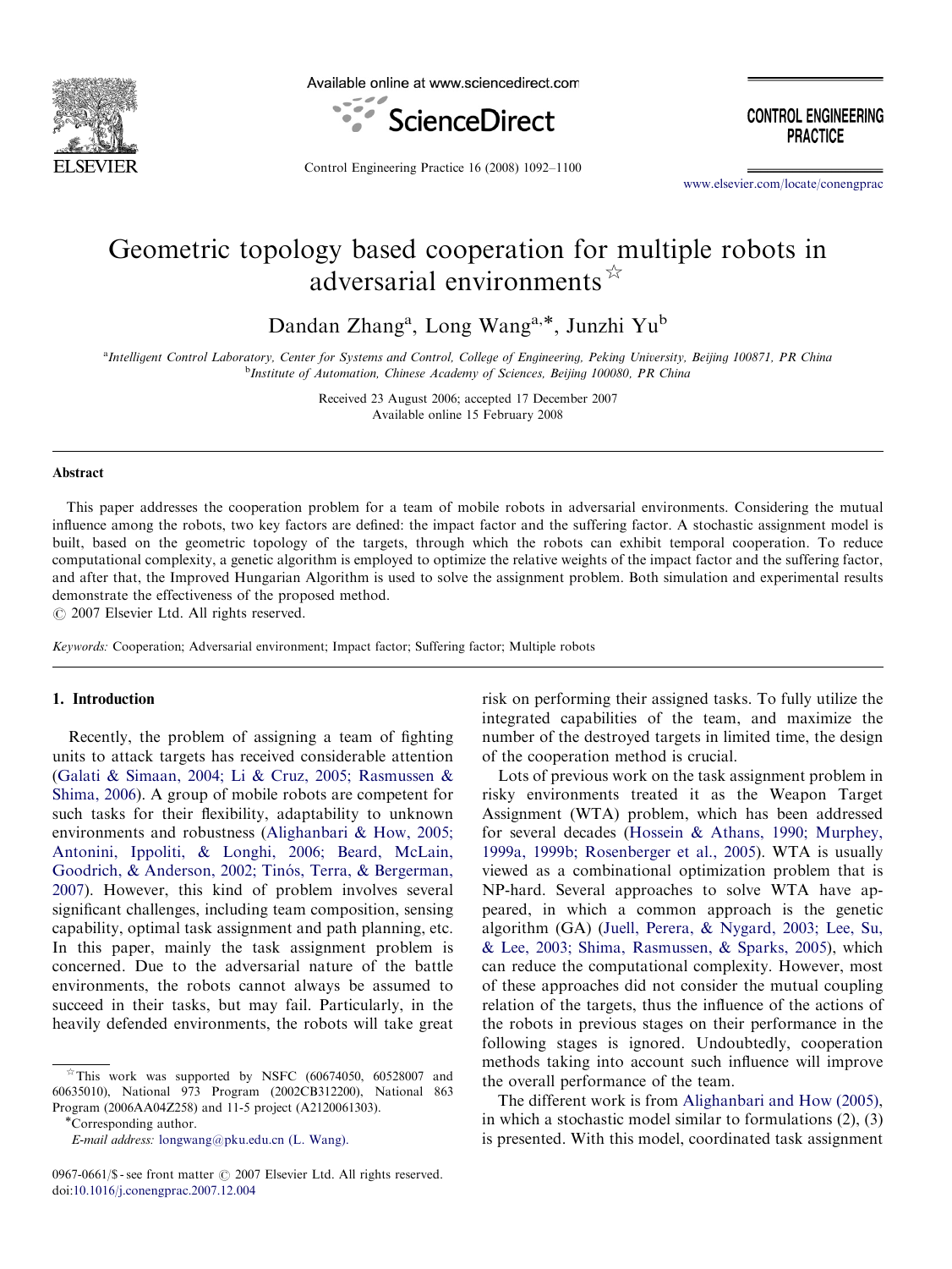# Geometric topology based cooperation for multiple robots in adversarial environments ☆

Dandan Zhang[a], Long Wang[a,*], Junzhi Yu[b]

[a] Intelligent Control Laboratory, Center for Systems and Control, College of Engineering, Peking University, Beijing 100871, PR China
[b] Institute of Automation, Chinese Academy of Sciences, Beijing 100080, PR China

Received 23 August 2006; accepted 17 December 2007
Available online 15 February 2008

## Abstract

This paper addresses the cooperation problem for a team of mobile robots in adversarial environments. Considering the mutual influence among the robots, two key factors are defined: the impact factor and the suffering factor. A stochastic assignment model is built, based on the geometric topology of the targets, through which the robots can exhibit temporal cooperation. To reduce computational complexity, a genetic algorithm is employed to optimize the relative weights of the impact factor and the suffering factor, and after that, the Improved Hungarian Algorithm is used to solve the assignment problem. Both simulation and experimental results demonstrate the effectiveness of the proposed method.

© 2007 Elsevier Ltd. All rights reserved.

*Keywords:* Cooperation; Adversarial environment; Impact factor; Suffering factor; Multiple robots

## 1. Introduction

Recently, the problem of assigning a team of fighting units to attack targets has received considerable attention (Galati & Simaan, 2004; Li & Cruz, 2005; Rasmussen & Shima, 2006). A group of mobile robots are competent for such tasks for their flexibility, adaptability to unknown environments and robustness (Alighanbari & How, 2005; Antonini, Ippoliti, & Longhi, 2006; Beard, McLain, Goodrich, & Anderson, 2002; Tinós, Terra, & Bergerman, 2007). However, this kind of problem involves several significant challenges, including team composition, sensing capability, optimal task assignment and path planning, etc. In this paper, mainly the task assignment problem is concerned. Due to the adversarial nature of the battle environments, the robots cannot always be assumed to succeed in their tasks, but may fail. Particularly, in the heavily defended environments, the robots will take great risk on performing their assigned tasks. To fully utilize the integrated capabilities of the team, and maximize the number of the destroyed targets in limited time, the design of the cooperation method is crucial.

Lots of previous work on the task assignment problem in risky environments treated it as the Weapon Target Assignment (WTA) problem, which has been addressed for several decades (Hossein & Athans, 1990; Murphey, 1999a, 1999b; Rosenberger et al., 2005). WTA is usually viewed as a combinational optimization problem that is NP-hard. Several approaches to solve WTA have appeared, in which a common approach is the genetic algorithm (GA) (Juell, Perera, & Nygard, 2003; Lee, Su, & Lee, 2003; Shima, Rasmussen, & Sparks, 2005), which can reduce the computational complexity. However, most of these approaches did not consider the mutual coupling relation of the targets, thus the influence of the actions of the robots in previous stages on their performance in the following stages is ignored. Undoubtedly, cooperation methods taking into account such influence will improve the overall performance of the team.

The different work is from Alighanbari and How (2005), in which a stochastic model similar to formulations (2), (3) is presented. With this model, coordinated task assignment

---

☆ This work was supported by NSFC (60674050, 60528007 and 60635010), National 973 Program (2002CB312200), National 863 Program (2006AA04Z258) and 11-5 project (A2120061303).

*Corresponding author.

*E-mail address:* longwang@pku.edu.cn (L. Wang).

0967-0661/$ - see front matter © 2007 Elsevier Ltd. All rights reserved.
doi:10.1016/j.conengprac.2007.12.004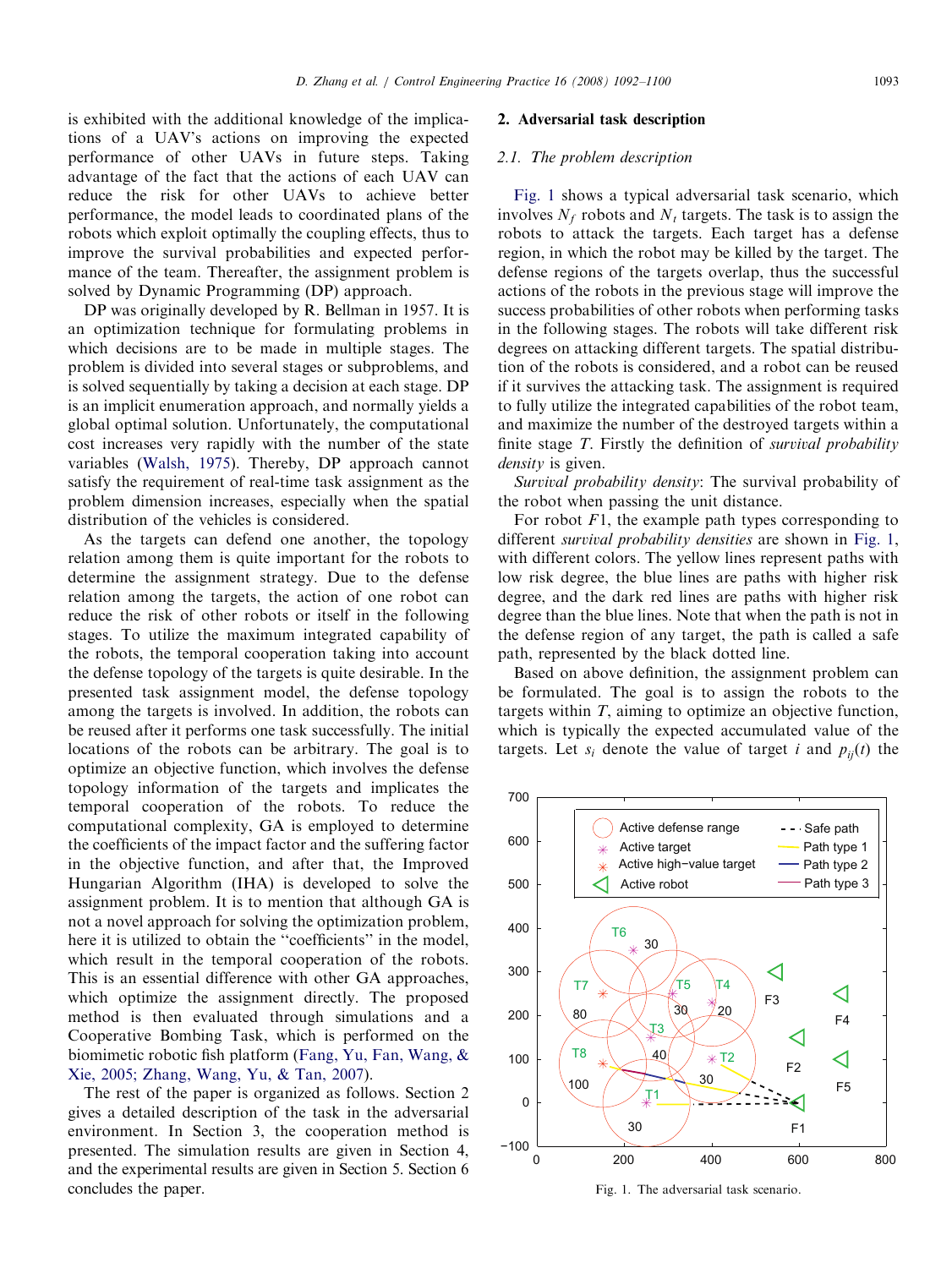is exhibited with the additional knowledge of the implications of a UAV's actions on improving the expected performance of other UAVs in future steps. Taking advantage of the fact that the actions of each UAV can reduce the risk for other UAVs to achieve better performance, the model leads to coordinated plans of the robots which exploit optimally the coupling effects, thus to improve the survival probabilities and expected performance of the team. Thereafter, the assignment problem is solved by Dynamic Programming (DP) approach.

DP was originally developed by R. Bellman in 1957. It is an optimization technique for formulating problems in which decisions are to be made in multiple stages. The problem is divided into several stages or subproblems, and is solved sequentially by taking a decision at each stage. DP is an implicit enumeration approach, and normally yields a global optimal solution. Unfortunately, the computational cost increases very rapidly with the number of the state variables (Walsh, 1975). Thereby, DP approach cannot satisfy the requirement of real-time task assignment as the problem dimension increases, especially when the spatial distribution of the vehicles is considered.

As the targets can defend one another, the topology relation among them is quite important for the robots to determine the assignment strategy. Due to the defense relation among the targets, the action of one robot can reduce the risk of other robots or itself in the following stages. To utilize the maximum integrated capability of the robots, the temporal cooperation taking into account the defense topology of the targets is quite desirable. In the presented task assignment model, the defense topology among the targets is involved. In addition, the robots can be reused after it performs one task successfully. The initial locations of the robots can be arbitrary. The goal is to optimize an objective function, which involves the defense topology information of the targets and implicates the temporal cooperation of the robots. To reduce the computational complexity, GA is employed to determine the coefficients of the impact factor and the suffering factor in the objective function, and after that, the Improved Hungarian Algorithm (IHA) is developed to solve the assignment problem. It is to mention that although GA is not a novel approach for solving the optimization problem, here it is utilized to obtain the "coefficients" in the model, which result in the temporal cooperation of the robots. This is an essential difference with other GA approaches, which optimize the assignment directly. The proposed method is then evaluated through simulations and a Cooperative Bombing Task, which is performed on the biomimetic robotic fish platform (Fang, Yu, Fan, Wang, & Xie, 2005; Zhang, Wang, Yu, & Tan, 2007).

The rest of the paper is organized as follows. Section 2 gives a detailed description of the task in the adversarial environment. In Section 3, the cooperation method is presented. The simulation results are given in Section 4, and the experimental results are given in Section 5. Section 6 concludes the paper.

## 2. Adversarial task description

### 2.1. The problem description

Fig. 1 shows a typical adversarial task scenario, which involves $N_f$ robots and $N_t$ targets. The task is to assign the robots to attack the targets. Each target has a defense region, in which the robot may be killed by the target. The defense regions of the targets overlap, thus the successful actions of the robots in the previous stage will improve the success probabilities of other robots when performing tasks in the following stages. The robots will take different risk degrees on attacking different targets. The spatial distribution of the robots is considered, and a robot can be reused if it survives the attacking task. The assignment is required to fully utilize the integrated capabilities of the robot team, and maximize the number of the destroyed targets within a finite stage $T$. Firstly the definition of *survival probability density* is given.

*Survival probability density*: The survival probability of the robot when passing the unit distance.

For robot $F1$, the example path types corresponding to different *survival probability densities* are shown in Fig. 1, with different colors. The yellow lines represent paths with low risk degree, the blue lines are paths with higher risk degree, and the dark red lines are paths with higher risk degree than the blue lines. Note that when the path is not in the defense region of any target, the path is called a safe path, represented by the black dotted line.

Based on above definition, the assignment problem can be formulated. The goal is to assign the robots to the targets within $T$, aiming to optimize an objective function, which is typically the expected accumulated value of the targets. Let $s_i$ denote the value of target $i$ and $p_{ij}(t)$ the

700
600
500
400
300
200
100
0
−100
0 200 400 600 800
Active defense range
Active target
Active high−value target
Active robot
Safe path
Path type 1
Path type 2
Path type 3
T6 30
T7 80
T5 30
T4 20
T3 40
T8 100
T2 30
T1 30
F3 F4 F2 F5 F1

Fig. 1. The adversarial task scenario.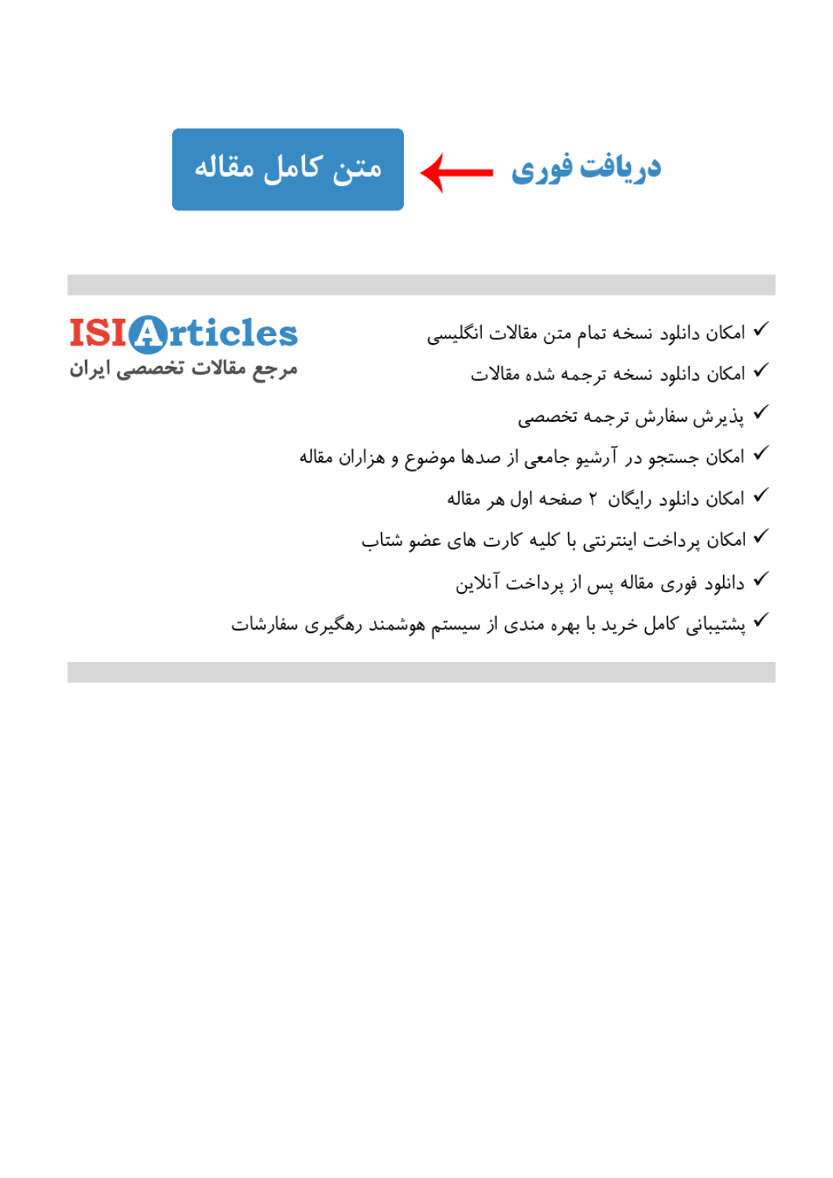دریافت فوری ← متن کامل مقاله

**ISIArticles**
مرجع مقالات تخصصی ایران

- ✓ امکان دانلود نسخه تمام متن مقالات انگلیسی
- ✓ امکان دانلود نسخه ترجمه شده مقالات
- ✓ پذیرش سفارش ترجمه تخصصی
- ✓ امکان جستجو در آرشیو جامعی از صدها موضوع و هزاران مقاله
- ✓ امکان دانلود رایگان ۲ صفحه اول هر مقاله
- ✓ امکان پرداخت اینترنتی با کلیه کارت های عضو شتاب
- ✓ دانلود فوری مقاله پس از پرداخت آنلاین
- ✓ پشتیبانی کامل خرید با بهره مندی از سیستم هوشمند رهگیری سفارشات